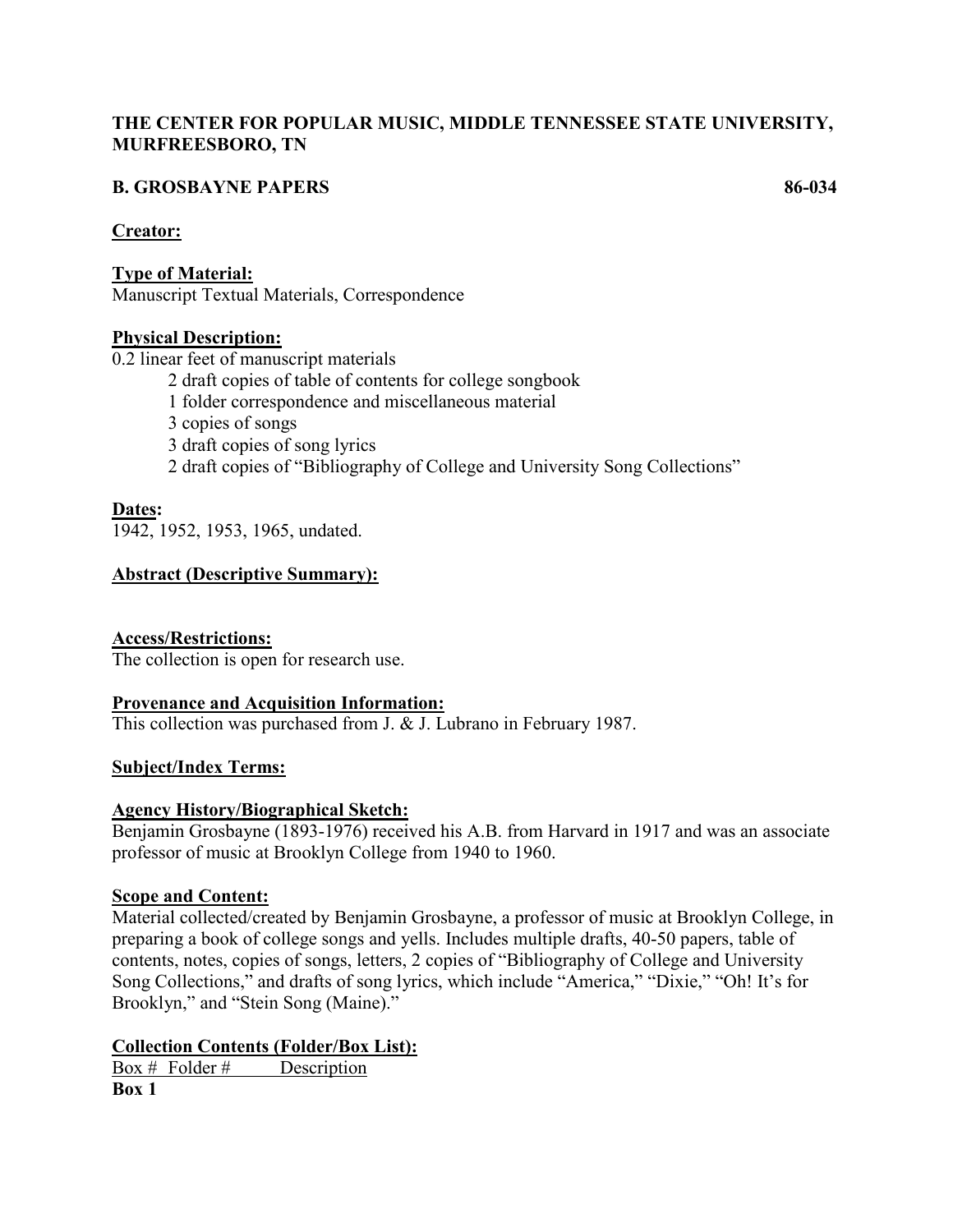**THE CENTER FOR POPULAR MUSIC, MIDDLE TENNESSEE STATE UNIVERSITY, MURFREESBORO, TN**

**B. GROSBAYNE PAPERS 86-034**

**Creator:**

**Type of Material:**
Manuscript Textual Materials, Correspondence

**Physical Description:**
0.2 linear feet of manuscript materials
- 2 draft copies of table of contents for college songbook
- 1 folder correspondence and miscellaneous material
- 3 copies of songs
- 3 draft copies of song lyrics
- 2 draft copies of "Bibliography of College and University Song Collections"

**Dates:**
1942, 1952, 1953, 1965, undated.

**Abstract (Descriptive Summary):**

**Access/Restrictions:**
The collection is open for research use.

**Provenance and Acquisition Information:**
This collection was purchased from J. & J. Lubrano in February 1987.

**Subject/Index Terms:**

**Agency History/Biographical Sketch:**
Benjamin Grosbayne (1893-1976) received his A.B. from Harvard in 1917 and was an associate professor of music at Brooklyn College from 1940 to 1960.

**Scope and Content:**
Material collected/created by Benjamin Grosbayne, a professor of music at Brooklyn College, in preparing a book of college songs and yells. Includes multiple drafts, 40-50 papers, table of contents, notes, copies of songs, letters, 2 copies of "Bibliography of College and University Song Collections," and drafts of song lyrics, which include "America," "Dixie," "Oh! It's for Brooklyn," and "Stein Song (Maine)."

**Collection Contents (Folder/Box List):**

Box # Folder # Description

**Box 1**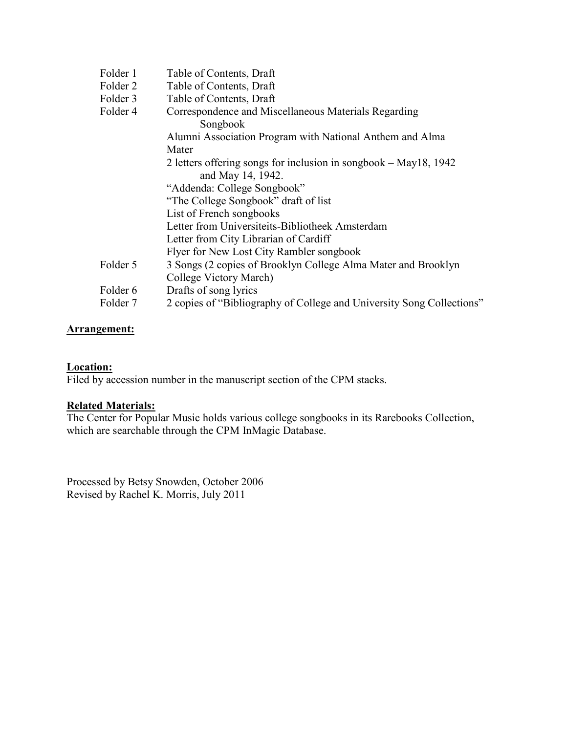| | |
|---|---|
| Folder 1 | Table of Contents, Draft |
| Folder 2 | Table of Contents, Draft |
| Folder 3 | Table of Contents, Draft |
| Folder 4 | Correspondence and Miscellaneous Materials Regarding Songbook<br>Alumni Association Program with National Anthem and Alma Mater<br>2 letters offering songs for inclusion in songbook – May18, 1942 and May 14, 1942.<br>“Addenda: College Songbook”<br>“The College Songbook” draft of list<br>List of French songbooks<br>Letter from Universiteits-Bibliotheek Amsterdam<br>Letter from City Librarian of Cardiff<br>Flyer for New Lost City Rambler songbook |
| Folder 5 | 3 Songs (2 copies of Brooklyn College Alma Mater and Brooklyn College Victory March) |
| Folder 6 | Drafts of song lyrics |
| Folder 7 | 2 copies of “Bibliography of College and University Song Collections” |

**Arrangement:**

**Location:**
Filed by accession number in the manuscript section of the CPM stacks.

**Related Materials:**
The Center for Popular Music holds various college songbooks in its Rarebooks Collection, which are searchable through the CPM InMagic Database.

Processed by Betsy Snowden, October 2006
Revised by Rachel K. Morris, July 2011